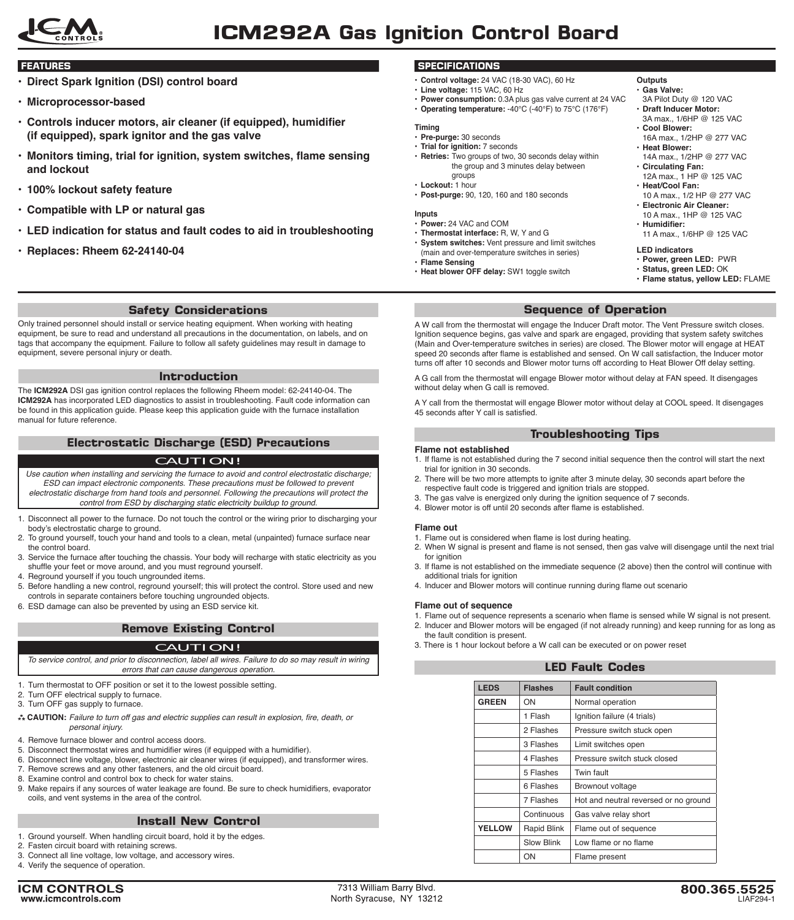# ICM292A Gas Ignition Control Board

## FEATURES

- **Direct Spark Ignition (DSI) control board**
- **Microprocessor-based**
- **Controls inducer motors, air cleaner (if equipped), humidifier (if equipped), spark ignitor and the gas valve**
- **Monitors timing, trial for ignition, system switches, flame sensing and lockout**
- **100% lockout safety feature**
- **Compatible with LP or natural gas**
- **LED indication for status and fault codes to aid in troubleshooting**
- **Replaces: Rheem 62-24140-04**

## SPECIFICATIONS

- **Control voltage:** 24 VAC (18-30 VAC), 60 Hz
- **Line voltage:** 115 VAC, 60 Hz
- **Power consumption:** 0.3A plus gas valve current at 24 VAC
- **Operating temperature:** -40°C (-40°F) to 75°C (176°F)

**Timing**

- **Pre-purge:** 30 seconds
- **Trial for ignition:** 7 seconds
- **Retries:** Two groups of two, 30 seconds delay within the group and 3 minutes delay between groups
- **Lockout:** 1 hour
- **Post-purge:** 90, 120, 160 and 180 seconds

**Inputs**

- **Power:** 24 VAC and COM
- **Thermostat interface:** R, W, Y and G
- **System switches:** Vent pressure and limit switches (main and over-temperature switches in series)
- **Flame Sensing**
- **Heat blower OFF delay:** SW1 toggle switch

**Outputs**

- **Gas Valve:** 3A Pilot Duty @ 120 VAC
- **Draft Inducer Motor:** 3A max., 1/6HP @ 125 VAC
- **Cool Blower:** 16A max., 1/2HP @ 277 VAC
- **Heat Blower:** 14A max., 1/2HP @ 277 VAC
- **Circulating Fan:** 12A max., 1 HP @ 125 VAC
- **Heat/Cool Fan:** 10 A max., 1/2 HP @ 277 VAC
- **Electronic Air Cleaner:** 10 A max., 1HP @ 125 VAC
- **Humidifier:** 11 A max., 1/6HP @ 125 VAC

**LED indicators**

- **Power, green LED:** PWR
- **Status, green LED:** OK
- **Flame status, yellow LED:** FLAME

## Safety Considerations

Only trained personnel should install or service heating equipment. When working with heating equipment, be sure to read and understand all precautions in the documentation, on labels, and on tags that accompany the equipment. Failure to follow all safety guidelines may result in damage to equipment, severe personal injury or death.

## Introduction

The **ICM292A** DSI gas ignition control replaces the following Rheem model: 62-24140-04. The **ICM292A** has incorporated LED diagnostics to assist in troubleshooting. Fault code information can be found in this application guide. Please keep this application guide with the furnace installation manual for future reference.

## Electrostatic Discharge (ESD) Precautions

**CAUTION!**

*Use caution when installing and servicing the furnace to avoid and control electrostatic discharge; ESD can impact electronic components. These precautions must be followed to prevent electrostatic discharge from hand tools and personnel. Following the precautions will protect the control from ESD by discharging static electricity buildup to ground.*

1. Disconnect all power to the furnace. Do not touch the control or the wiring prior to discharging your body's electrostatic charge to ground.
2. To ground yourself, touch your hand and tools to a clean, metal (unpainted) furnace surface near the control board.
3. Service the furnace after touching the chassis. Your body will recharge with static electricity as you shuffle your feet or move around, and you must reground yourself.
4. Reground yourself if you touch ungrounded items.
5. Before handling a new control, reground yourself; this will protect the control. Store used and new controls in separate containers before touching ungrounded objects.
6. ESD damage can also be prevented by using an ESD service kit.

## Remove Existing Control

**CAUTION!**

*To service control, and prior to disconnection, label all wires. Failure to do so may result in wiring errors that can cause dangerous operation.*

1. Turn thermostat to OFF position or set it to the lowest possible setting.
2. Turn OFF electrical supply to furnace.
3. Turn OFF gas supply to furnace.

⁂ **CAUTION:** *Failure to turn off gas and electric supplies can result in explosion, fire, death, or personal injury.*

4. Remove furnace blower and control access doors.
5. Disconnect thermostat wires and humidifier wires (if equipped with a humidifier).
6. Disconnect line voltage, blower, electronic air cleaner wires (if equipped), and transformer wires.
7. Remove screws and any other fasteners, and the old circuit board.
8. Examine control and control box to check for water stains.
9. Make repairs if any sources of water leakage are found. Be sure to check humidifiers, evaporator coils, and vent systems in the area of the control.

## Install New Control

1. Ground yourself. When handling circuit board, hold it by the edges.
2. Fasten circuit board with retaining screws.
3. Connect all line voltage, low voltage, and accessory wires.
4. Verify the sequence of operation.

## Sequence of Operation

A W call from the thermostat will engage the Inducer Draft motor. The Vent Pressure switch closes. Ignition sequence begins, gas valve and spark are engaged, providing that system safety switches (Main and Over-temperature switches in series) are closed. The Blower motor will engage at HEAT speed 20 seconds after flame is established and sensed. On W call satisfaction, the Inducer motor turns off after 10 seconds and Blower motor turns off according to Heat Blower Off delay setting.

A G call from the thermostat will engage Blower motor without delay at FAN speed. It disengages without delay when G call is removed.

A Y call from the thermostat will engage Blower motor without delay at COOL speed. It disengages 45 seconds after Y call is satisfied.

## Troubleshooting Tips

**Flame not established**

1. If flame is not established during the 7 second initial sequence then the control will start the next trial for ignition in 30 seconds.
2. There will be two more attempts to ignite after 3 minute delay, 30 seconds apart before the respective fault code is triggered and ignition trials are stopped.
3. The gas valve is energized only during the ignition sequence of 7 seconds.
4. Blower motor is off until 20 seconds after flame is established.

**Flame out**

1. Flame out is considered when flame is lost during heating.
2. When W signal is present and flame is not sensed, then gas valve will disengage until the next trial for ignition
3. If flame is not established on the immediate sequence (2 above) then the control will continue with additional trials for ignition
4. Inducer and Blower motors will continue running during flame out scenario

**Flame out of sequence**

1. Flame out of sequence represents a scenario when flame is sensed while W signal is not present.
2. Inducer and Blower motors will be engaged (if not already running) and keep running for as long as the fault condition is present.
3. There is 1 hour lockout before a W call can be executed or on power reset

## LED Fault Codes

| LEDS | Flashes | Fault condition |
|---|---|---|
| **GREEN** | ON | Normal operation |
| | 1 Flash | Ignition failure (4 trials) |
| | 2 Flashes | Pressure switch stuck open |
| | 3 Flashes | Limit switches open |
| | 4 Flashes | Pressure switch stuck closed |
| | 5 Flashes | Twin fault |
| | 6 Flashes | Brownout voltage |
| | 7 Flashes | Hot and neutral reversed or no ground |
| | Continuous | Gas valve relay short |
| **YELLOW** | Rapid Blink | Flame out of sequence |
| | Slow Blink | Low flame or no flame |
| | ON | Flame present |

**ICM CONTROLS**
www.icmcontrols.com

7313 William Barry Blvd.
North Syracuse, NY 13212

**800.365.5525**
LIAF294-1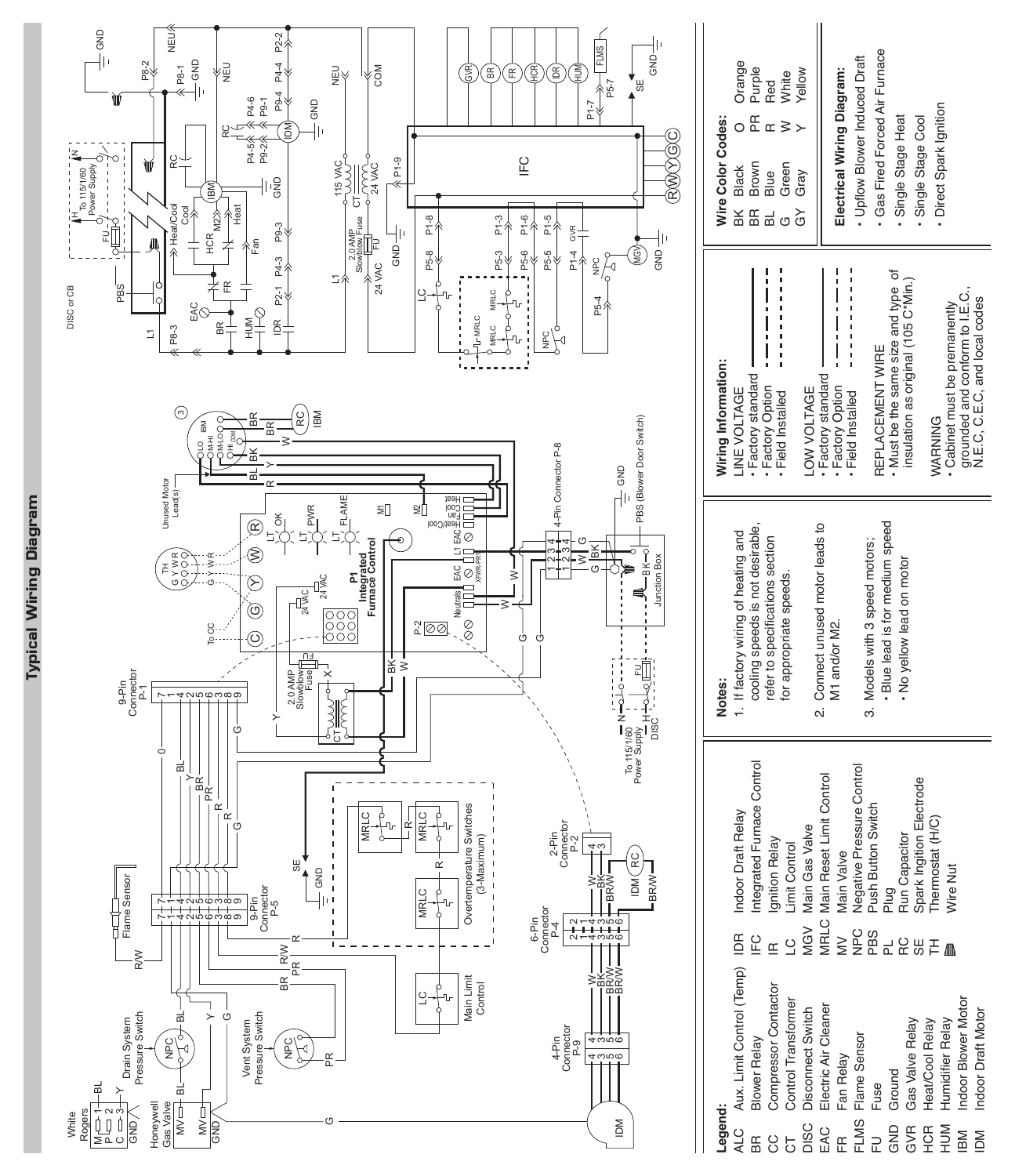# Typical Wiring Diagram

**Legend:**

| | | | |
|---|---|---|---|
| ALC | Aux. Limit Control (Temp) | IDR | Indoor Draft Relay |
| BR | Blower Relay | IFC | Integrated Furnace Control |
| CC | Compressor Contactor | IR | Ignition Relay |
| CT | Control Transformer | LC | Limit Control |
| DISC | Disconnect Switch | MGV | Main Gas Valve |
| EAC | Electric Air Cleaner | MRLC | Main Reset Limit Control |
| FR | Fan Relay | MV | Main Valve |
| FLMS | Flame Sensor | NPC | Negative Pressure Control |
| FU | Fuse | PBS | Push Button Switch |
| GND | Ground | PL | Plug |
| GVR | Gas Valve Relay | RC | Run Capacitor |
| HCR | Heat/Cool Relay | SE | Spark Ingition Electrode |
| HUM | Humidifier Relay | TH | Thermostat (H/C) |
| IBM | Indoor Blower Motor | | Wire Nut |
| IDM | Indoor Draft Motor | | |

**Notes:**

1. If factory wiring of heating and cooling speeds is not desirable, refer to specifications section for appropriate speeds.
2. Connect unused motor leads to M1 and/or M2.
3. Models with 3 speed motors;
   - Blue lead is for medium speed
   - No yellow lead on motor

**Wiring Information:**

LINE VOLTAGE
- Factory standard
- Factory Option
- Field Installed

LOW VOLTAGE
- Factory standard
- Factory Option
- Field Installed

REPLACEMENT WIRE
- Must be the same size and type of insulation as original (105 C°Min.)

WARNING
- Cabinet must be premanently grounded and conform to I.E.C., N.E.C, C.E.C, and local codes

**Wire Color Codes:**

| | | | |
|---|---|---|---|
| BK | Black | O | Orange |
| BR | Brown | PR | Purple |
| BL | Blue | R | Red |
| G | Green | W | White |
| GY | Gray | Y | Yellow |

**Electrical Wiring Diagram:**
- Upflow Blower Induced Draft
- Gas Fired Forced Air Furnace
- Single Stage Heat
- Single Stage Cool
- Direct Spark Ignition